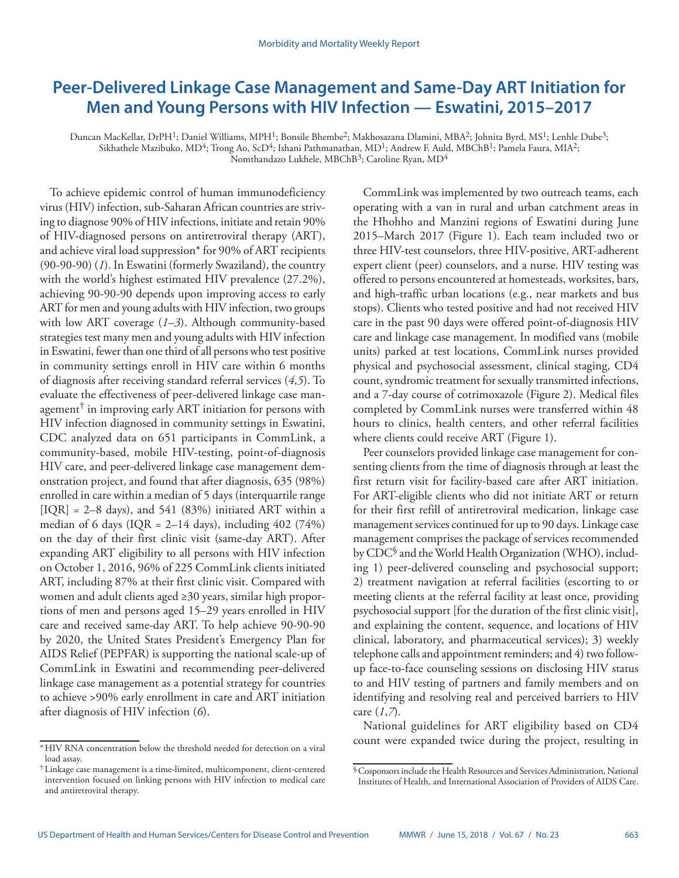# Peer-Delivered Linkage Case Management and Same-Day ART Initiation for Men and Young Persons with HIV Infection — Eswatini, 2015–2017

Duncan MacKellar, DrPH[1]; Daniel Williams, MPH[1]; Bonsile Bhembe[2]; Makhosazana Dlamini, MBA[2]; Johnita Byrd, MS[1]; Lenhle Dube[3]; Sikhathele Mazibuko, MD[4]; Trong Ao, ScD[4]; Ishani Pathmanathan, MD[1]; Andrew F. Auld, MBChB[1]; Pamela Faura, MIA[2]; Nomthandazo Lukhele, MBChB[3]; Caroline Ryan, MD[4]

To achieve epidemic control of human immunodeficiency virus (HIV) infection, sub-Saharan African countries are striving to diagnose 90% of HIV infections, initiate and retain 90% of HIV-diagnosed persons on antiretroviral therapy (ART), and achieve viral load suppression* for 90% of ART recipients (90-90-90) (*1*). In Eswatini (formerly Swaziland), the country with the world's highest estimated HIV prevalence (27.2%), achieving 90-90-90 depends upon improving access to early ART for men and young adults with HIV infection, two groups with low ART coverage (*1*–*3*). Although community-based strategies test many men and young adults with HIV infection in Eswatini, fewer than one third of all persons who test positive in community settings enroll in HIV care within 6 months of diagnosis after receiving standard referral services (*4*,*5*). To evaluate the effectiveness of peer-delivered linkage case management[†] in improving early ART initiation for persons with HIV infection diagnosed in community settings in Eswatini, CDC analyzed data on 651 participants in CommLink, a community-based, mobile HIV-testing, point-of-diagnosis HIV care, and peer-delivered linkage case management demonstration project, and found that after diagnosis, 635 (98%) enrolled in care within a median of 5 days (interquartile range [IQR] = 2–8 days), and 541 (83%) initiated ART within a median of 6 days (IQR = 2–14 days), including 402 (74%) on the day of their first clinic visit (same-day ART). After expanding ART eligibility to all persons with HIV infection on October 1, 2016, 96% of 225 CommLink clients initiated ART, including 87% at their first clinic visit. Compared with women and adult clients aged ≥30 years, similar high proportions of men and persons aged 15–29 years enrolled in HIV care and received same-day ART. To help achieve 90-90-90 by 2020, the United States President's Emergency Plan for AIDS Relief (PEPFAR) is supporting the national scale-up of CommLink in Eswatini and recommending peer-delivered linkage case management as a potential strategy for countries to achieve >90% early enrollment in care and ART initiation after diagnosis of HIV infection (*6*).

CommLink was implemented by two outreach teams, each operating with a van in rural and urban catchment areas in the Hhohho and Manzini regions of Eswatini during June 2015–March 2017 (Figure 1). Each team included two or three HIV-test counselors, three HIV-positive, ART-adherent expert client (peer) counselors, and a nurse. HIV testing was offered to persons encountered at homesteads, worksites, bars, and high-traffic urban locations (e.g., near markets and bus stops). Clients who tested positive and had not received HIV care in the past 90 days were offered point-of-diagnosis HIV care and linkage case management. In modified vans (mobile units) parked at test locations, CommLink nurses provided physical and psychosocial assessment, clinical staging, CD4 count, syndromic treatment for sexually transmitted infections, and a 7-day course of cotrimoxazole (Figure 2). Medical files completed by CommLink nurses were transferred within 48 hours to clinics, health centers, and other referral facilities where clients could receive ART (Figure 1).

Peer counselors provided linkage case management for consenting clients from the time of diagnosis through at least the first return visit for facility-based care after ART initiation. For ART-eligible clients who did not initiate ART or return for their first refill of antiretroviral medication, linkage case management services continued for up to 90 days. Linkage case management comprises the package of services recommended by CDC[§] and the World Health Organization (WHO), including 1) peer-delivered counseling and psychosocial support; 2) treatment navigation at referral facilities (escorting to or meeting clients at the referral facility at least once, providing psychosocial support [for the duration of the first clinic visit], and explaining the content, sequence, and locations of HIV clinical, laboratory, and pharmaceutical services); 3) weekly telephone calls and appointment reminders; and 4) two follow-up face-to-face counseling sessions on disclosing HIV status to and HIV testing of partners and family members and on identifying and resolving real and perceived barriers to HIV care (*1*,*7*).

National guidelines for ART eligibility based on CD4 count were expanded twice during the project, resulting in

\* HIV RNA concentration below the threshold needed for detection on a viral load assay.

† Linkage case management is a time-limited, multicomponent, client-centered intervention focused on linking persons with HIV infection to medical care and antiretroviral therapy.

§ Cosponsors include the Health Resources and Services Administration, National Institutes of Health, and International Association of Providers of AIDS Care.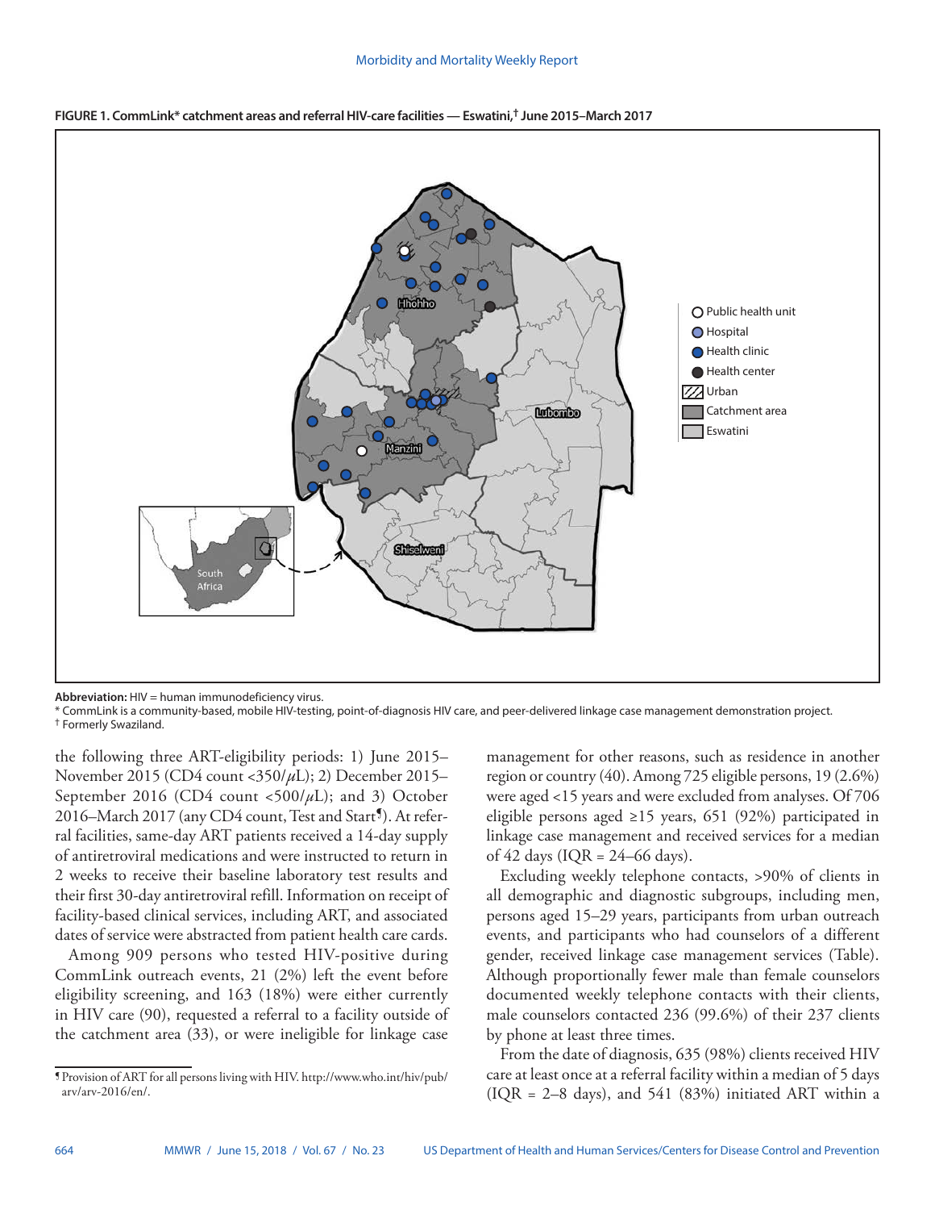**FIGURE 1. CommLink* catchment areas and referral HIV-care facilities — Eswatini,† June 2015–March 2017**

**Abbreviation:** HIV = human immunodeficiency virus.

\* CommLink is a community-based, mobile HIV-testing, point-of-diagnosis HIV care, and peer-delivered linkage case management demonstration project.

† Formerly Swaziland.

the following three ART-eligibility periods: 1) June 2015–November 2015 (CD4 count <350/μL); 2) December 2015–September 2016 (CD4 count <500/μL); and 3) October 2016–March 2017 (any CD4 count, Test and Start¶). At referral facilities, same-day ART patients received a 14-day supply of antiretroviral medications and were instructed to return in 2 weeks to receive their baseline laboratory test results and their first 30-day antiretroviral refill. Information on receipt of facility-based clinical services, including ART, and associated dates of service were abstracted from patient health care cards.

Among 909 persons who tested HIV-positive during CommLink outreach events, 21 (2%) left the event before eligibility screening, and 163 (18%) were either currently in HIV care (90), requested a referral to a facility outside of the catchment area (33), or were ineligible for linkage case management for other reasons, such as residence in another region or country (40). Among 725 eligible persons, 19 (2.6%) were aged <15 years and were excluded from analyses. Of 706 eligible persons aged ≥15 years, 651 (92%) participated in linkage case management and received services for a median of 42 days (IQR = 24–66 days).

Excluding weekly telephone contacts, >90% of clients in all demographic and diagnostic subgroups, including men, persons aged 15–29 years, participants from urban outreach events, and participants who had counselors of a different gender, received linkage case management services (Table). Although proportionally fewer male than female counselors documented weekly telephone contacts with their clients, male counselors contacted 236 (99.6%) of their 237 clients by phone at least three times.

From the date of diagnosis, 635 (98%) clients received HIV care at least once at a referral facility within a median of 5 days (IQR = 2–8 days), and 541 (83%) initiated ART within a

¶ Provision of ART for all persons living with HIV. http://www.who.int/hiv/pub/arv/arv-2016/en/.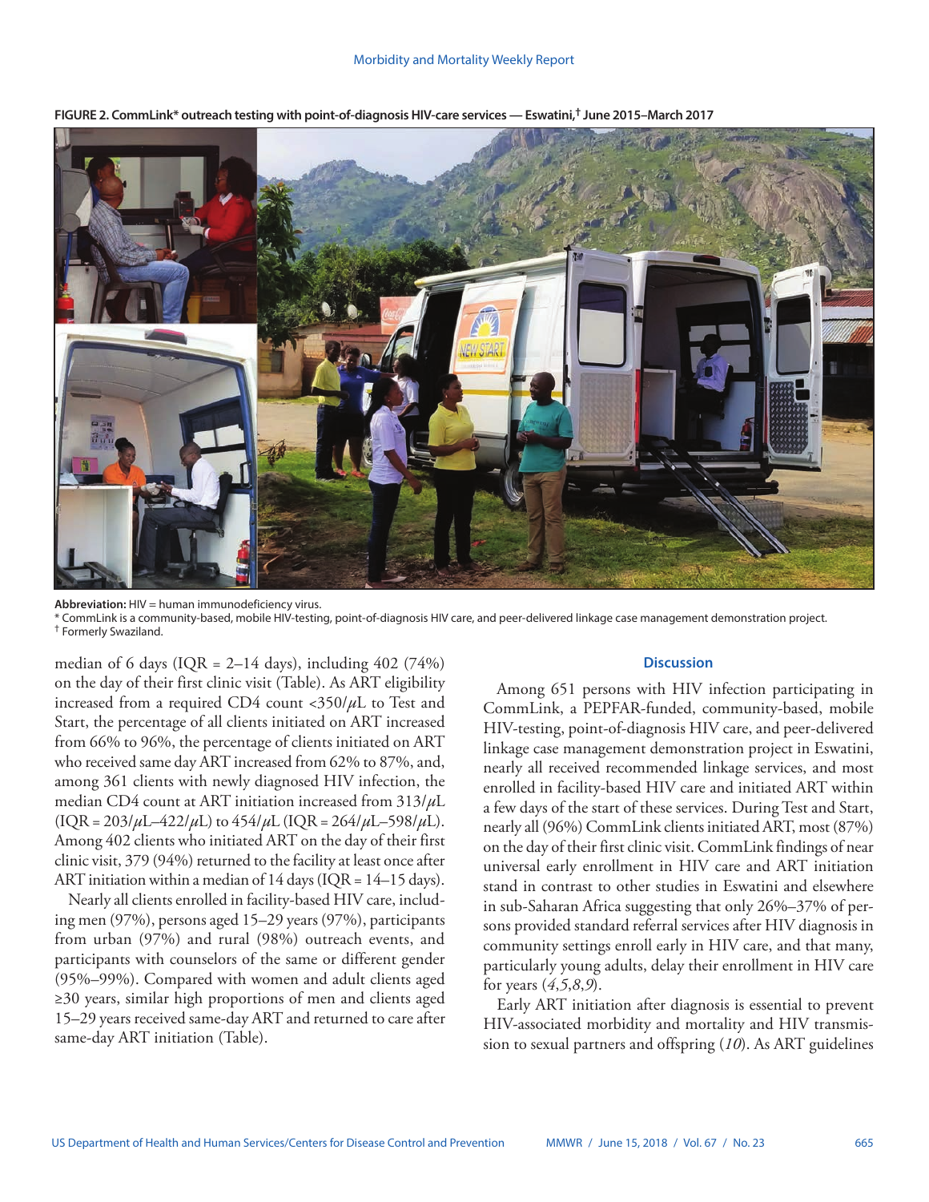**FIGURE 2. CommLink* outreach testing with point-of-diagnosis HIV-care services — Eswatini,† June 2015–March 2017**

**Abbreviation:** HIV = human immunodeficiency virus.
* CommLink is a community-based, mobile HIV-testing, point-of-diagnosis HIV care, and peer-delivered linkage case management demonstration project.
† Formerly Swaziland.

median of 6 days (IQR = 2–14 days), including 402 (74%) on the day of their first clinic visit (Table). As ART eligibility increased from a required CD4 count <350/$\mu$L to Test and Start, the percentage of all clients initiated on ART increased from 66% to 96%, the percentage of clients initiated on ART who received same day ART increased from 62% to 87%, and, among 361 clients with newly diagnosed HIV infection, the median CD4 count at ART initiation increased from 313/$\mu$L (IQR = 203/$\mu$L–422/$\mu$L) to 454/$\mu$L (IQR = 264/$\mu$L–598/$\mu$L). Among 402 clients who initiated ART on the day of their first clinic visit, 379 (94%) returned to the facility at least once after ART initiation within a median of 14 days (IQR = 14–15 days).

Nearly all clients enrolled in facility-based HIV care, including men (97%), persons aged 15–29 years (97%), participants from urban (97%) and rural (98%) outreach events, and participants with counselors of the same or different gender (95%–99%). Compared with women and adult clients aged ≥30 years, similar high proportions of men and clients aged 15–29 years received same-day ART and returned to care after same-day ART initiation (Table).

## Discussion

Among 651 persons with HIV infection participating in CommLink, a PEPFAR-funded, community-based, mobile HIV-testing, point-of-diagnosis HIV care, and peer-delivered linkage case management demonstration project in Eswatini, nearly all received recommended linkage services, and most enrolled in facility-based HIV care and initiated ART within a few days of the start of these services. During Test and Start, nearly all (96%) CommLink clients initiated ART, most (87%) on the day of their first clinic visit. CommLink findings of near universal early enrollment in HIV care and ART initiation stand in contrast to other studies in Eswatini and elsewhere in sub-Saharan Africa suggesting that only 26%–37% of persons provided standard referral services after HIV diagnosis in community settings enroll early in HIV care, and that many, particularly young adults, delay their enrollment in HIV care for years (*4*,*5*,*8*,*9*).

Early ART initiation after diagnosis is essential to prevent HIV-associated morbidity and mortality and HIV transmission to sexual partners and offspring (*10*). As ART guidelines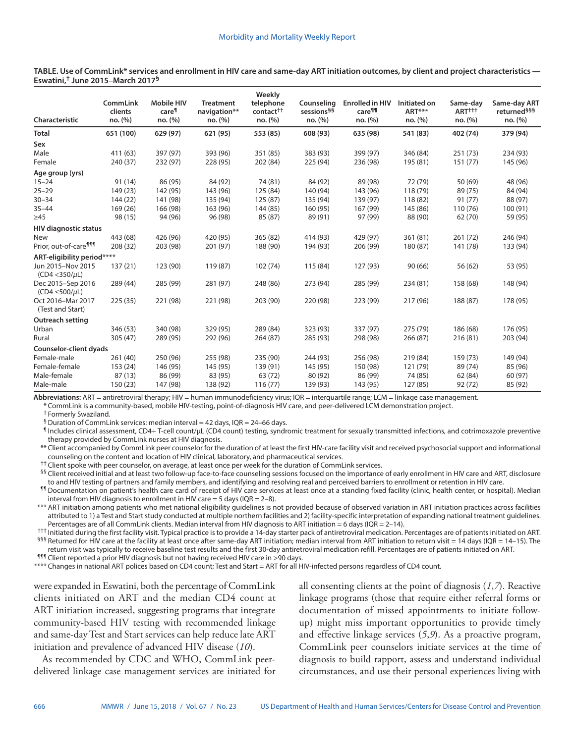**TABLE. Use of CommLink* services and enrollment in HIV care and same-day ART initiation outcomes, by client and project characteristics — Eswatini,† June 2015–March 2017§**

| Characteristic | CommLink clients no. (%) | Mobile HIV care¶ no. (%) | Treatment navigation** no. (%) | Weekly telephone contact†† no. (%) | Counseling sessions§§ no. (%) | Enrolled in HIV care¶¶ no. (%) | Initiated on ART*** no. (%) | Same-day ART††† no. (%) | Same-day ART returned§§§ no. (%) |
|---|---|---|---|---|---|---|---|---|---|
| **Total** | **651 (100)** | **629 (97)** | **621 (95)** | **553 (85)** | **608 (93)** | **635 (98)** | **541 (83)** | **402 (74)** | **379 (94)** |
| **Sex** | | | | | | | | | |
| Male | 411 (63) | 397 (97) | 393 (96) | 351 (85) | 383 (93) | 399 (97) | 346 (84) | 251 (73) | 234 (93) |
| Female | 240 (37) | 232 (97) | 228 (95) | 202 (84) | 225 (94) | 236 (98) | 195 (81) | 151 (77) | 145 (96) |
| **Age group (yrs)** | | | | | | | | | |
| 15–24 | 91 (14) | 86 (95) | 84 (92) | 74 (81) | 84 (92) | 89 (98) | 72 (79) | 50 (69) | 48 (96) |
| 25–29 | 149 (23) | 142 (95) | 143 (96) | 125 (84) | 140 (94) | 143 (96) | 118 (79) | 89 (75) | 84 (94) |
| 30–34 | 144 (22) | 141 (98) | 135 (94) | 125 (87) | 135 (94) | 139 (97) | 118 (82) | 91 (77) | 88 (97) |
| 35–44 | 169 (26) | 166 (98) | 163 (96) | 144 (85) | 160 (95) | 167 (99) | 145 (86) | 110 (76) | 100 (91) |
| ≥45 | 98 (15) | 94 (96) | 96 (98) | 85 (87) | 89 (91) | 97 (99) | 88 (90) | 62 (70) | 59 (95) |
| **HIV diagnostic status** | | | | | | | | | |
| New | 443 (68) | 426 (96) | 420 (95) | 365 (82) | 414 (93) | 429 (97) | 361 (81) | 261 (72) | 246 (94) |
| Prior, out-of-care¶¶¶ | 208 (32) | 203 (98) | 201 (97) | 188 (90) | 194 (93) | 206 (99) | 180 (87) | 141 (78) | 133 (94) |
| **ART-eligibility period\*\*\*\*** | | | | | | | | | |
| Jun 2015–Nov 2015 (CD4 <350/µL) | 137 (21) | 123 (90) | 119 (87) | 102 (74) | 115 (84) | 127 (93) | 90 (66) | 56 (62) | 53 (95) |
| Dec 2015–Sep 2016 (CD4 ≤500/µL) | 289 (44) | 285 (99) | 281 (97) | 248 (86) | 273 (94) | 285 (99) | 234 (81) | 158 (68) | 148 (94) |
| Oct 2016–Mar 2017 (Test and Start) | 225 (35) | 221 (98) | 221 (98) | 203 (90) | 220 (98) | 223 (99) | 217 (96) | 188 (87) | 178 (95) |
| **Outreach setting** | | | | | | | | | |
| Urban | 346 (53) | 340 (98) | 329 (95) | 289 (84) | 323 (93) | 337 (97) | 275 (79) | 186 (68) | 176 (95) |
| Rural | 305 (47) | 289 (95) | 292 (96) | 264 (87) | 285 (93) | 298 (98) | 266 (87) | 216 (81) | 203 (94) |
| **Counselor-client dyads** | | | | | | | | | |
| Female-male | 261 (40) | 250 (96) | 255 (98) | 235 (90) | 244 (93) | 256 (98) | 219 (84) | 159 (73) | 149 (94) |
| Female-female | 153 (24) | 146 (95) | 145 (95) | 139 (91) | 145 (95) | 150 (98) | 121 (79) | 89 (74) | 85 (96) |
| Male-female | 87 (13) | 86 (99) | 83 (95) | 63 (72) | 80 (92) | 86 (99) | 74 (85) | 62 (84) | 60 (97) |
| Male-male | 150 (23) | 147 (98) | 138 (92) | 116 (77) | 139 (93) | 143 (95) | 127 (85) | 92 (72) | 85 (92) |

**Abbreviations:** ART = antiretroviral therapy; HIV = human immunodeficiency virus; IQR = interquartile range; LCM = linkage case management.

\* CommLink is a community-based, mobile HIV-testing, point-of-diagnosis HIV care, and peer-delivered LCM demonstration project.

† Formerly Swaziland.

§ Duration of CommLink services: median interval = 42 days, IQR = 24–66 days.

¶ Includes clinical assessment, CD4+ T-cell count/µL (CD4 count) testing, syndromic treatment for sexually transmitted infections, and cotrimoxazole preventive therapy provided by CommLink nurses at HIV diagnosis.

\*\* Client accompanied by CommLink peer counselor for the duration of at least the first HIV-care facility visit and received psychosocial support and informational counseling on the content and location of HIV clinical, laboratory, and pharmaceutical services.

†† Client spoke with peer counselor, on average, at least once per week for the duration of CommLink services.

§§ Client received initial and at least two follow-up face-to-face counseling sessions focused on the importance of early enrollment in HIV care and ART, disclosure to and HIV testing of partners and family members, and identifying and resolving real and perceived barriers to enrollment or retention in HIV care.

¶¶ Documentation on patient's health care card of receipt of HIV care services at least once at a standing fixed facility (clinic, health center, or hospital). Median interval from HIV diagnosis to enrollment in HIV care = 5 days (IQR = 2–8).

\*\*\* ART initiation among patients who met national eligibility guidelines is not provided because of observed variation in ART initiation practices across facilities attributed to 1) a Test and Start study conducted at multiple northern facilities and 2) facility-specific interpretation of expanding national treatment guidelines. Percentages are of all CommLink clients. Median interval from HIV diagnosis to ART initiation = 6 days (IQR = 2–14).

††† Initiated during the first facility visit. Typical practice is to provide a 14-day starter pack of antiretroviral medication. Percentages are of patients initiated on ART.

§§§ Returned for HIV care at the facility at least once after same-day ART initiation; median interval from ART initiation to return visit = 14 days (IQR = 14–15). The return visit was typically to receive baseline test results and the first 30-day antiretroviral medication refill. Percentages are of patients initiated on ART.

¶¶¶ Client reported a prior HIV diagnosis but not having received HIV care in >90 days.

\*\*\*\* Changes in national ART polices based on CD4 count; Test and Start = ART for all HIV-infected persons regardless of CD4 count.

were expanded in Eswatini, both the percentage of CommLink clients initiated on ART and the median CD4 count at ART initiation increased, suggesting programs that integrate community-based HIV testing with recommended linkage and same-day Test and Start services can help reduce late ART initiation and prevalence of advanced HIV disease (*10*).

As recommended by CDC and WHO, CommLink peer-delivered linkage case management services are initiated for all consenting clients at the point of diagnosis (*1*,*7*). Reactive linkage programs (those that require either referral forms or documentation of missed appointments to initiate follow-up) might miss important opportunities to provide timely and effective linkage services (*5*,*9*). As a proactive program, CommLink peer counselors initiate services at the time of diagnosis to build rapport, assess and understand individual circumstances, and use their personal experiences living with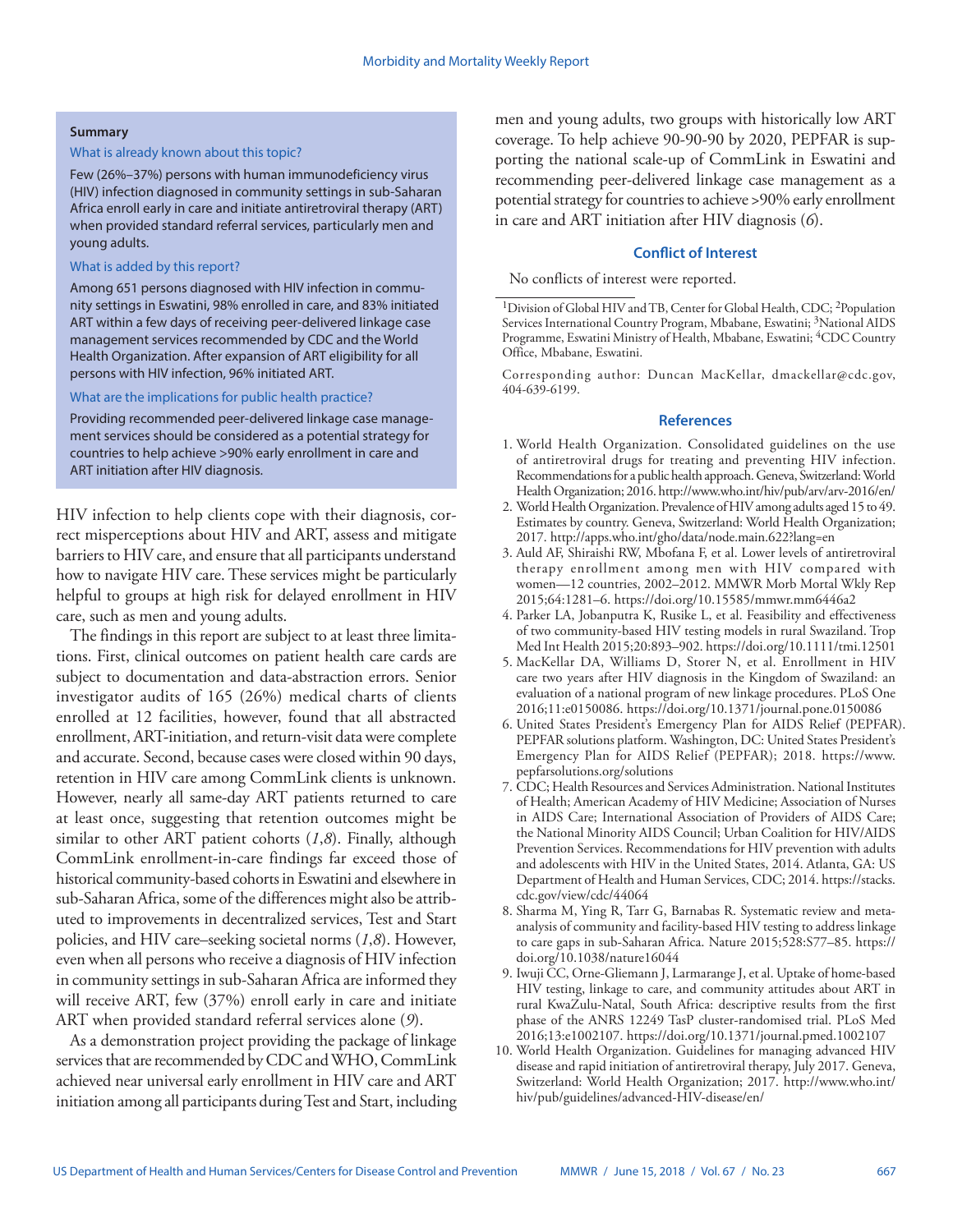**Summary**

What is already known about this topic?

Few (26%–37%) persons with human immunodeficiency virus (HIV) infection diagnosed in community settings in sub-Saharan Africa enroll early in care and initiate antiretroviral therapy (ART) when provided standard referral services, particularly men and young adults.

What is added by this report?

Among 651 persons diagnosed with HIV infection in community settings in Eswatini, 98% enrolled in care, and 83% initiated ART within a few days of receiving peer-delivered linkage case management services recommended by CDC and the World Health Organization. After expansion of ART eligibility for all persons with HIV infection, 96% initiated ART.

What are the implications for public health practice?

Providing recommended peer-delivered linkage case management services should be considered as a potential strategy for countries to help achieve >90% early enrollment in care and ART initiation after HIV diagnosis.

HIV infection to help clients cope with their diagnosis, correct misperceptions about HIV and ART, assess and mitigate barriers to HIV care, and ensure that all participants understand how to navigate HIV care. These services might be particularly helpful to groups at high risk for delayed enrollment in HIV care, such as men and young adults.

The findings in this report are subject to at least three limitations. First, clinical outcomes on patient health care cards are subject to documentation and data-abstraction errors. Senior investigator audits of 165 (26%) medical charts of clients enrolled at 12 facilities, however, found that all abstracted enrollment, ART-initiation, and return-visit data were complete and accurate. Second, because cases were closed within 90 days, retention in HIV care among CommLink clients is unknown. However, nearly all same-day ART patients returned to care at least once, suggesting that retention outcomes might be similar to other ART patient cohorts (*1*,*8*). Finally, although CommLink enrollment-in-care findings far exceed those of historical community-based cohorts in Eswatini and elsewhere in sub-Saharan Africa, some of the differences might also be attributed to improvements in decentralized services, Test and Start policies, and HIV care–seeking societal norms (*1*,*8*). However, even when all persons who receive a diagnosis of HIV infection in community settings in sub-Saharan Africa are informed they will receive ART, few (37%) enroll early in care and initiate ART when provided standard referral services alone (*9*).

As a demonstration project providing the package of linkage services that are recommended by CDC and WHO, CommLink achieved near universal early enrollment in HIV care and ART initiation among all participants during Test and Start, including men and young adults, two groups with historically low ART coverage. To help achieve 90-90-90 by 2020, PEPFAR is supporting the national scale-up of CommLink in Eswatini and recommending peer-delivered linkage case management as a potential strategy for countries to achieve >90% early enrollment in care and ART initiation after HIV diagnosis (*6*).

## Conflict of Interest

No conflicts of interest were reported.

[1]Division of Global HIV and TB, Center for Global Health, CDC; [2]Population Services International Country Program, Mbabane, Eswatini; [3]National AIDS Programme, Eswatini Ministry of Health, Mbabane, Eswatini; [4]CDC Country Office, Mbabane, Eswatini.

Corresponding author: Duncan MacKellar, dmackellar@cdc.gov, 404-639-6199.

## References

1. World Health Organization. Consolidated guidelines on the use of antiretroviral drugs for treating and preventing HIV infection. Recommendations for a public health approach. Geneva, Switzerland: World Health Organization; 2016. http://www.who.int/hiv/pub/arv/arv-2016/en/
2. World Health Organization. Prevalence of HIV among adults aged 15 to 49. Estimates by country. Geneva, Switzerland: World Health Organization; 2017. http://apps.who.int/gho/data/node.main.622?lang=en
3. Auld AF, Shiraishi RW, Mbofana F, et al. Lower levels of antiretroviral therapy enrollment among men with HIV compared with women—12 countries, 2002–2012. MMWR Morb Mortal Wkly Rep 2015;64:1281–6. https://doi.org/10.15585/mmwr.mm6446a2
4. Parker LA, Jobanputra K, Rusike L, et al. Feasibility and effectiveness of two community-based HIV testing models in rural Swaziland. Trop Med Int Health 2015;20:893–902. https://doi.org/10.1111/tmi.12501
5. MacKellar DA, Williams D, Storer N, et al. Enrollment in HIV care two years after HIV diagnosis in the Kingdom of Swaziland: an evaluation of a national program of new linkage procedures. PLoS One 2016;11:e0150086. https://doi.org/10.1371/journal.pone.0150086
6. United States President's Emergency Plan for AIDS Relief (PEPFAR). PEPFAR solutions platform. Washington, DC: United States President's Emergency Plan for AIDS Relief (PEPFAR); 2018. https://www.pepfarsolutions.org/solutions
7. CDC; Health Resources and Services Administration. National Institutes of Health; American Academy of HIV Medicine; Association of Nurses in AIDS Care; International Association of Providers of AIDS Care; the National Minority AIDS Council; Urban Coalition for HIV/AIDS Prevention Services. Recommendations for HIV prevention with adults and adolescents with HIV in the United States, 2014. Atlanta, GA: US Department of Health and Human Services, CDC; 2014. https://stacks.cdc.gov/view/cdc/44064
8. Sharma M, Ying R, Tarr G, Barnabas R. Systematic review and meta-analysis of community and facility-based HIV testing to address linkage to care gaps in sub-Saharan Africa. Nature 2015;528:S77–85. https://doi.org/10.1038/nature16044
9. Iwuji CC, Orne-Gliemann J, Larmarange J, et al. Uptake of home-based HIV testing, linkage to care, and community attitudes about ART in rural KwaZulu-Natal, South Africa: descriptive results from the first phase of the ANRS 12249 TasP cluster-randomised trial. PLoS Med 2016;13:e1002107. https://doi.org/10.1371/journal.pmed.1002107
10. World Health Organization. Guidelines for managing advanced HIV disease and rapid initiation of antiretroviral therapy, July 2017. Geneva, Switzerland: World Health Organization; 2017. http://www.who.int/hiv/pub/guidelines/advanced-HIV-disease/en/